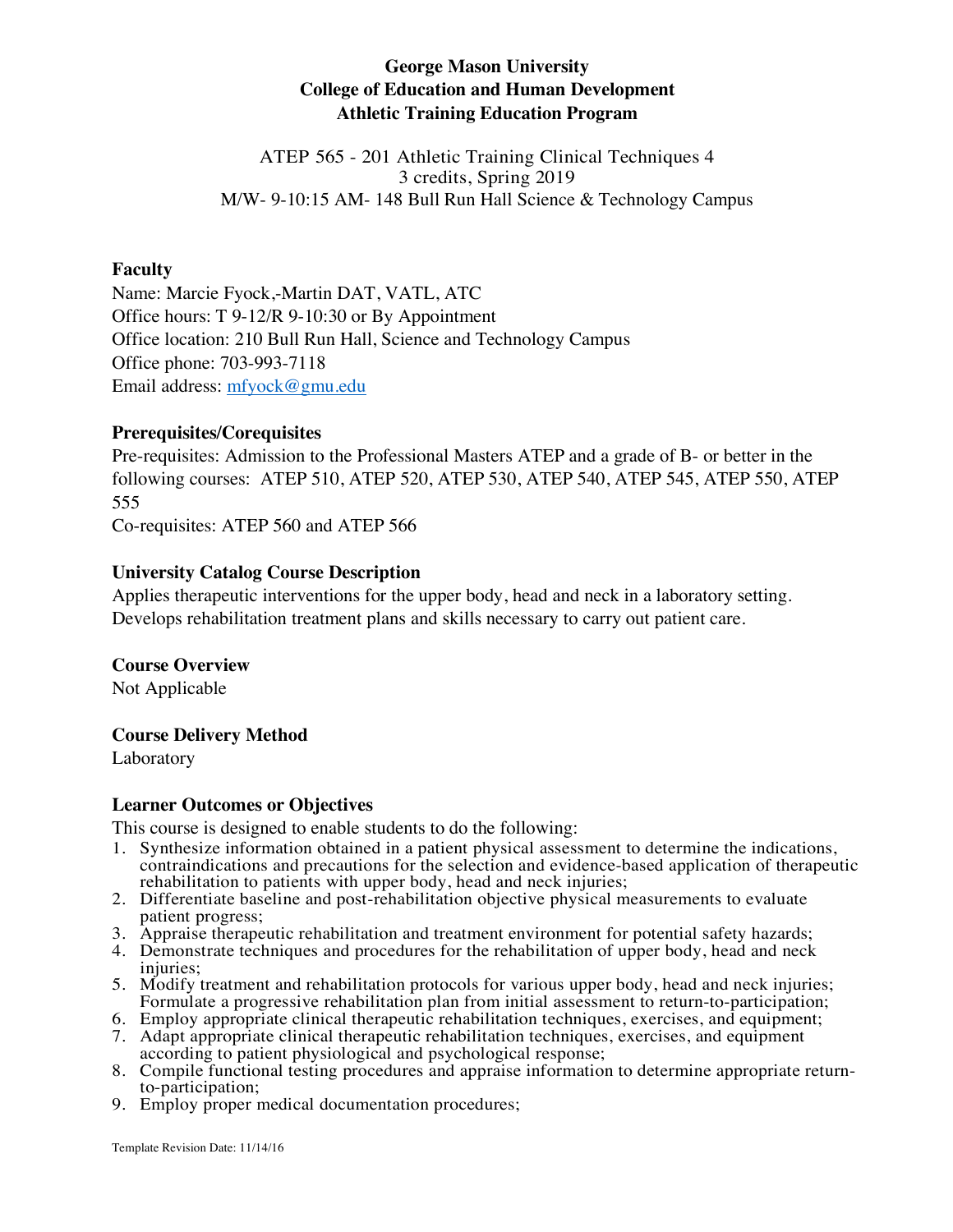# George Mason University
## College of Education and Human Development
## Athletic Training Education Program

ATEP 565 - 201 Athletic Training Clinical Techniques 4
3 credits, Spring 2019
M/W- 9-10:15 AM- 148 Bull Run Hall Science & Technology Campus

### Faculty

Name: Marcie Fyock,-Martin DAT, VATL, ATC
Office hours: T 9-12/R 9-10:30 or By Appointment
Office location: 210 Bull Run Hall, Science and Technology Campus
Office phone: 703-993-7118
Email address: mfyock@gmu.edu

### Prerequisites/Corequisites

Pre-requisites: Admission to the Professional Masters ATEP and a grade of B- or better in the following courses: ATEP 510, ATEP 520, ATEP 530, ATEP 540, ATEP 545, ATEP 550, ATEP 555
Co-requisites: ATEP 560 and ATEP 566

### University Catalog Course Description

Applies therapeutic interventions for the upper body, head and neck in a laboratory setting. Develops rehabilitation treatment plans and skills necessary to carry out patient care.

### Course Overview

Not Applicable

### Course Delivery Method

Laboratory

### Learner Outcomes or Objectives

This course is designed to enable students to do the following:

1. Synthesize information obtained in a patient physical assessment to determine the indications, contraindications and precautions for the selection and evidence-based application of therapeutic rehabilitation to patients with upper body, head and neck injuries;
2. Differentiate baseline and post-rehabilitation objective physical measurements to evaluate patient progress;
3. Appraise therapeutic rehabilitation and treatment environment for potential safety hazards;
4. Demonstrate techniques and procedures for the rehabilitation of upper body, head and neck injuries;
5. Modify treatment and rehabilitation protocols for various upper body, head and neck injuries; Formulate a progressive rehabilitation plan from initial assessment to return-to-participation;
6. Employ appropriate clinical therapeutic rehabilitation techniques, exercises, and equipment;
7. Adapt appropriate clinical therapeutic rehabilitation techniques, exercises, and equipment according to patient physiological and psychological response;
8. Compile functional testing procedures and appraise information to determine appropriate return-to-participation;
9. Employ proper medical documentation procedures;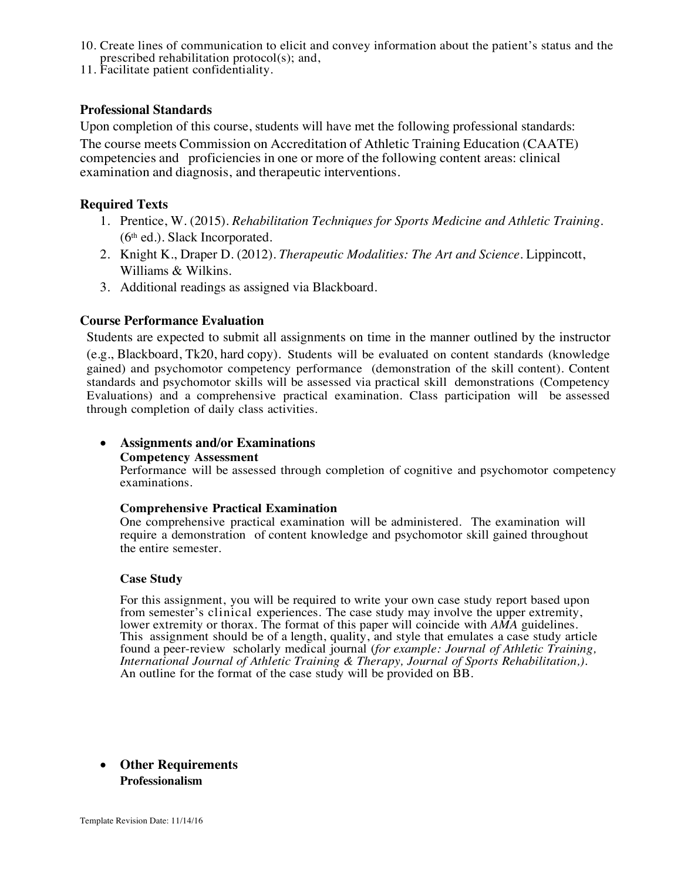10. Create lines of communication to elicit and convey information about the patient's status and the prescribed rehabilitation protocol(s); and,
11. Facilitate patient confidentiality.

### Professional Standards

Upon completion of this course, students will have met the following professional standards:
The course meets Commission on Accreditation of Athletic Training Education (CAATE) competencies and proficiencies in one or more of the following content areas: clinical examination and diagnosis, and therapeutic interventions.

### Required Texts

1. Prentice, W. (2015). *Rehabilitation Techniques for Sports Medicine and Athletic Training*. (6th ed.). Slack Incorporated.
2. Knight K., Draper D. (2012). *Therapeutic Modalities: The Art and Science*. Lippincott, Williams & Wilkins.
3. Additional readings as assigned via Blackboard.

### Course Performance Evaluation

Students are expected to submit all assignments on time in the manner outlined by the instructor (e.g., Blackboard, Tk20, hard copy). Students will be evaluated on content standards (knowledge gained) and psychomotor competency performance (demonstration of the skill content). Content standards and psychomotor skills will be assessed via practical skill demonstrations (Competency Evaluations) and a comprehensive practical examination. Class participation will be assessed through completion of daily class activities.

- **Assignments and/or Examinations**

  **Competency Assessment**
  Performance will be assessed through completion of cognitive and psychomotor competency examinations.

  **Comprehensive Practical Examination**
  One comprehensive practical examination will be administered. The examination will require a demonstration of content knowledge and psychomotor skill gained throughout the entire semester.

  **Case Study**

  For this assignment, you will be required to write your own case study report based upon from semester's clinical experiences. The case study may involve the upper extremity, lower extremity or thorax. The format of this paper will coincide with *AMA* guidelines. This assignment should be of a length, quality, and style that emulates a case study article found a peer-review scholarly medical journal (*for example: Journal of Athletic Training, International Journal of Athletic Training & Therapy, Journal of Sports Rehabilitation,)*. An outline for the format of the case study will be provided on BB.

- **Other Requirements**

  **Professionalism**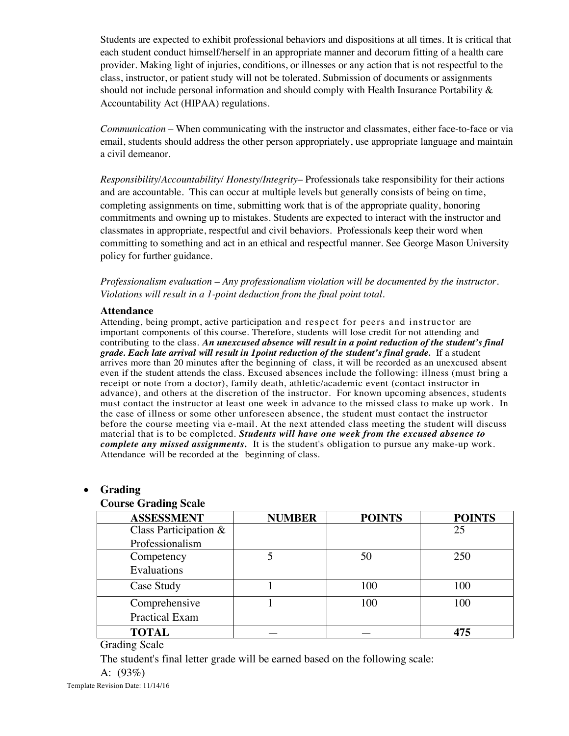Students are expected to exhibit professional behaviors and dispositions at all times. It is critical that each student conduct himself/herself in an appropriate manner and decorum fitting of a health care provider. Making light of injuries, conditions, or illnesses or any action that is not respectful to the class, instructor, or patient study will not be tolerated. Submission of documents or assignments should not include personal information and should comply with Health Insurance Portability & Accountability Act (HIPAA) regulations.

*Communication* – When communicating with the instructor and classmates, either face-to-face or via email, students should address the other person appropriately, use appropriate language and maintain a civil demeanor.

*Responsibility/Accountability/ Honesty/Integrity*– Professionals take responsibility for their actions and are accountable. This can occur at multiple levels but generally consists of being on time, completing assignments on time, submitting work that is of the appropriate quality, honoring commitments and owning up to mistakes. Students are expected to interact with the instructor and classmates in appropriate, respectful and civil behaviors. Professionals keep their word when committing to something and act in an ethical and respectful manner. See George Mason University policy for further guidance.

*Professionalism evaluation – Any professionalism violation will be documented by the instructor. Violations will result in a 1-point deduction from the final point total.*

**Attendance**

Attending, being prompt, active participation and respect for peers and instructor are important components of this course. Therefore, students will lose credit for not attending and contributing to the class. ***An unexcused absence will result in a point reduction of the student's final grade. Each late arrival will result in 1point reduction of the student's final grade.*** If a student arrives more than 20 minutes after the beginning of class, it will be recorded as an unexcused absent even if the student attends the class. Excused absences include the following: illness (must bring a receipt or note from a doctor), family death, athletic/academic event (contact instructor in advance), and others at the discretion of the instructor. For known upcoming absences, students must contact the instructor at least one week in advance to the missed class to make up work. In the case of illness or some other unforeseen absence, the student must contact the instructor before the course meeting via e-mail. At the next attended class meeting the student will discuss material that is to be completed. ***Students will have one week from the excused absence to complete any missed assignments.*** It is the student's obligation to pursue any make-up work. Attendance will be recorded at the beginning of class.

- **Grading**

**Course Grading Scale**

| ASSESSMENT | NUMBER | POINTS | POINTS |
|---|---|---|---|
| Class Participation & Professionalism | | | 25 |
| Competency Evaluations | 5 | 50 | 250 |
| Case Study | 1 | 100 | 100 |
| Comprehensive Practical Exam | 1 | 100 | 100 |
| **TOTAL** | — | — | **475** |

Grading Scale

The student's final letter grade will be earned based on the following scale:

A: (93%)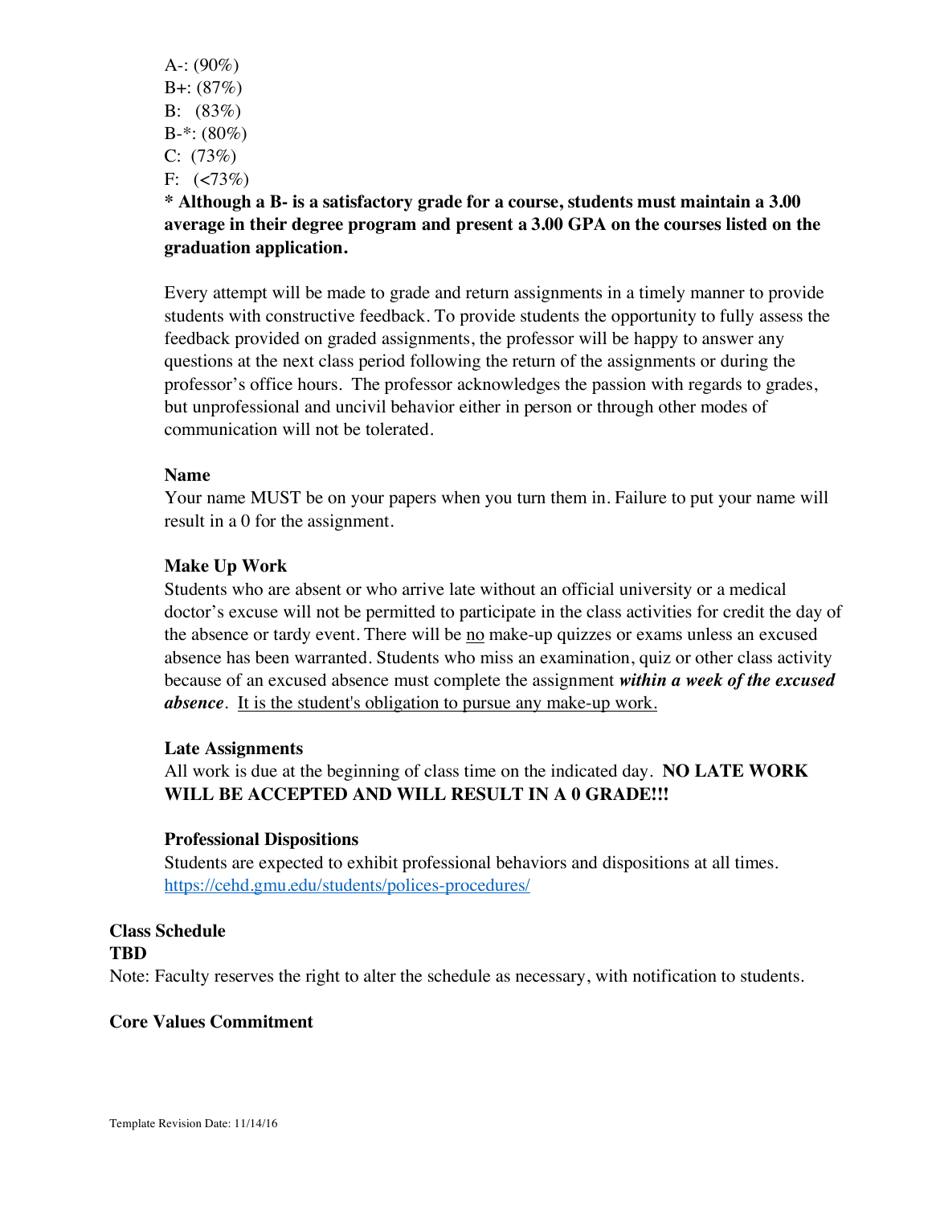A-: (90%)
B+: (87%)
B: (83%)
B-*: (80%)
C: (73%)
F: (<73%)

**\* Although a B- is a satisfactory grade for a course, students must maintain a 3.00 average in their degree program and present a 3.00 GPA on the courses listed on the graduation application.**

Every attempt will be made to grade and return assignments in a timely manner to provide students with constructive feedback. To provide students the opportunity to fully assess the feedback provided on graded assignments, the professor will be happy to answer any questions at the next class period following the return of the assignments or during the professor's office hours. The professor acknowledges the passion with regards to grades, but unprofessional and uncivil behavior either in person or through other modes of communication will not be tolerated.

**Name**

Your name MUST be on your papers when you turn them in. Failure to put your name will result in a 0 for the assignment.

**Make Up Work**

Students who are absent or who arrive late without an official university or a medical doctor's excuse will not be permitted to participate in the class activities for credit the day of the absence or tardy event. There will be <u>no</u> make-up quizzes or exams unless an excused absence has been warranted. Students who miss an examination, quiz or other class activity because of an excused absence must complete the assignment ***within a week of the excused absence***. <u>It is the student's obligation to pursue any make-up work.</u>

**Late Assignments**

All work is due at the beginning of class time on the indicated day. **NO LATE WORK WILL BE ACCEPTED AND WILL RESULT IN A 0 GRADE!!!**

**Professional Dispositions**

Students are expected to exhibit professional behaviors and dispositions at all times. https://cehd.gmu.edu/students/polices-procedures/

## Class Schedule

**TBD**

Note: Faculty reserves the right to alter the schedule as necessary, with notification to students.

## Core Values Commitment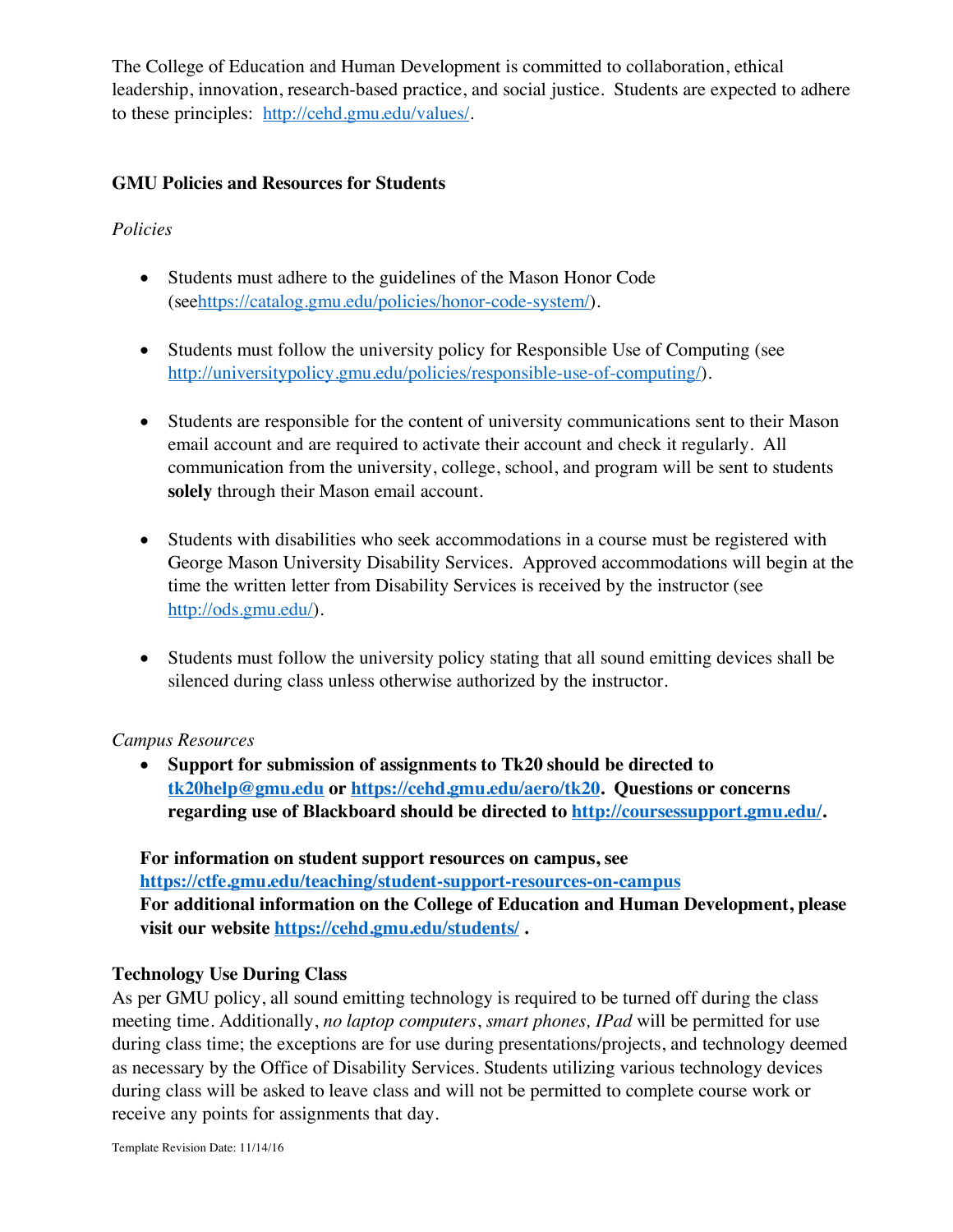The College of Education and Human Development is committed to collaboration, ethical leadership, innovation, research-based practice, and social justice. Students are expected to adhere to these principles: http://cehd.gmu.edu/values/.

**GMU Policies and Resources for Students**

*Policies*

- Students must adhere to the guidelines of the Mason Honor Code (seehttps://catalog.gmu.edu/policies/honor-code-system/).

- Students must follow the university policy for Responsible Use of Computing (see http://universitypolicy.gmu.edu/policies/responsible-use-of-computing/).

- Students are responsible for the content of university communications sent to their Mason email account and are required to activate their account and check it regularly. All communication from the university, college, school, and program will be sent to students **solely** through their Mason email account.

- Students with disabilities who seek accommodations in a course must be registered with George Mason University Disability Services. Approved accommodations will begin at the time the written letter from Disability Services is received by the instructor (see http://ods.gmu.edu/).

- Students must follow the university policy stating that all sound emitting devices shall be silenced during class unless otherwise authorized by the instructor.

*Campus Resources*

- **Support for submission of assignments to Tk20 should be directed to tk20help@gmu.edu or https://cehd.gmu.edu/aero/tk20. Questions or concerns regarding use of Blackboard should be directed to http://coursessupport.gmu.edu/.**

**For information on student support resources on campus, see https://ctfe.gmu.edu/teaching/student-support-resources-on-campus**
**For additional information on the College of Education and Human Development, please visit our website https://cehd.gmu.edu/students/ .**

**Technology Use During Class**

As per GMU policy, all sound emitting technology is required to be turned off during the class meeting time. Additionally, *no laptop computers*, *smart phones, IPad* will be permitted for use during class time; the exceptions are for use during presentations/projects, and technology deemed as necessary by the Office of Disability Services. Students utilizing various technology devices during class will be asked to leave class and will not be permitted to complete course work or receive any points for assignments that day.

Template Revision Date: 11/14/16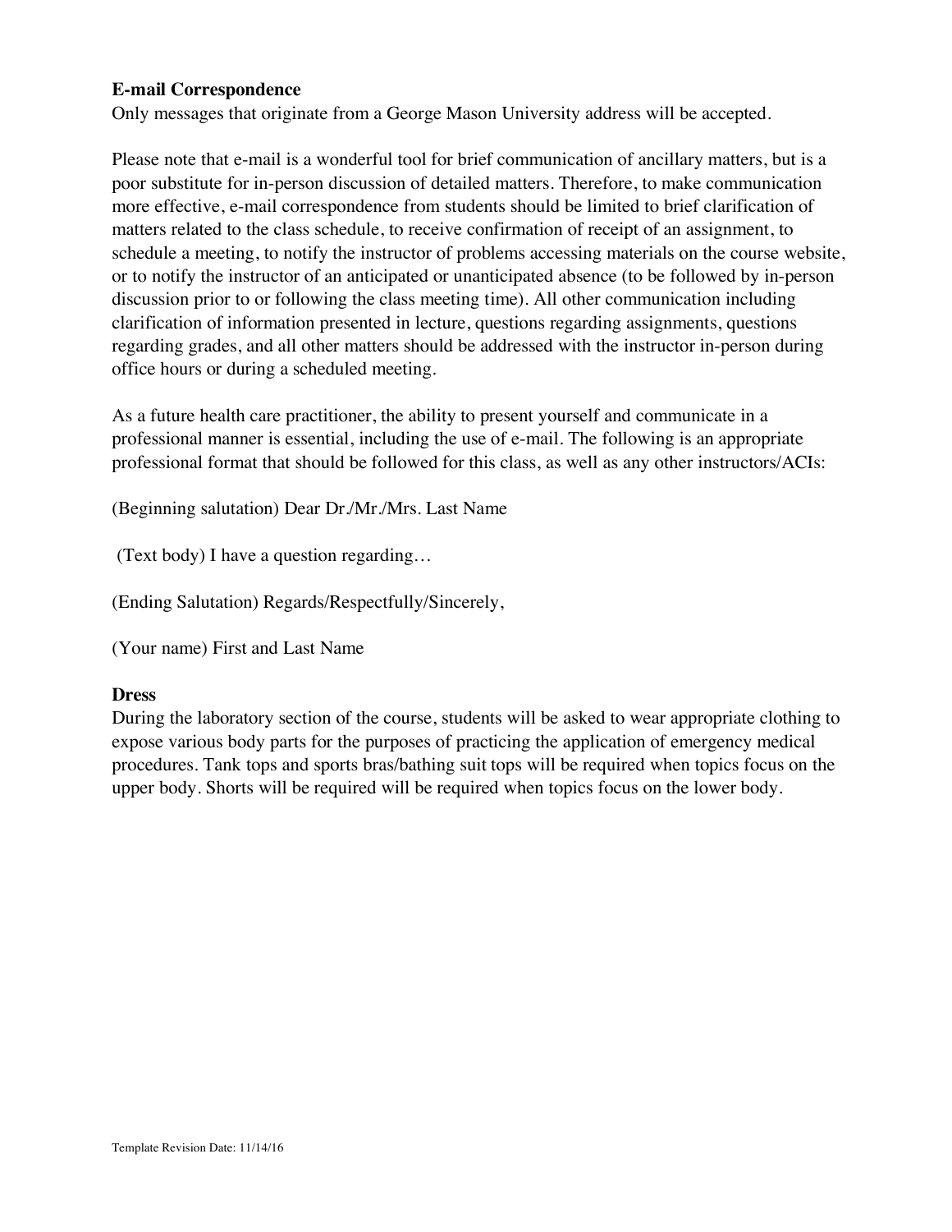**E-mail Correspondence**

Only messages that originate from a George Mason University address will be accepted.

Please note that e-mail is a wonderful tool for brief communication of ancillary matters, but is a poor substitute for in-person discussion of detailed matters. Therefore, to make communication more effective, e-mail correspondence from students should be limited to brief clarification of matters related to the class schedule, to receive confirmation of receipt of an assignment, to schedule a meeting, to notify the instructor of problems accessing materials on the course website, or to notify the instructor of an anticipated or unanticipated absence (to be followed by in-person discussion prior to or following the class meeting time). All other communication including clarification of information presented in lecture, questions regarding assignments, questions regarding grades, and all other matters should be addressed with the instructor in-person during office hours or during a scheduled meeting.

As a future health care practitioner, the ability to present yourself and communicate in a professional manner is essential, including the use of e-mail. The following is an appropriate professional format that should be followed for this class, as well as any other instructors/ACIs:

(Beginning salutation) Dear Dr./Mr./Mrs. Last Name

(Text body) I have a question regarding…

(Ending Salutation) Regards/Respectfully/Sincerely,

(Your name) First and Last Name

**Dress**

During the laboratory section of the course, students will be asked to wear appropriate clothing to expose various body parts for the purposes of practicing the application of emergency medical procedures. Tank tops and sports bras/bathing suit tops will be required when topics focus on the upper body. Shorts will be required will be required when topics focus on the lower body.

Template Revision Date: 11/14/16